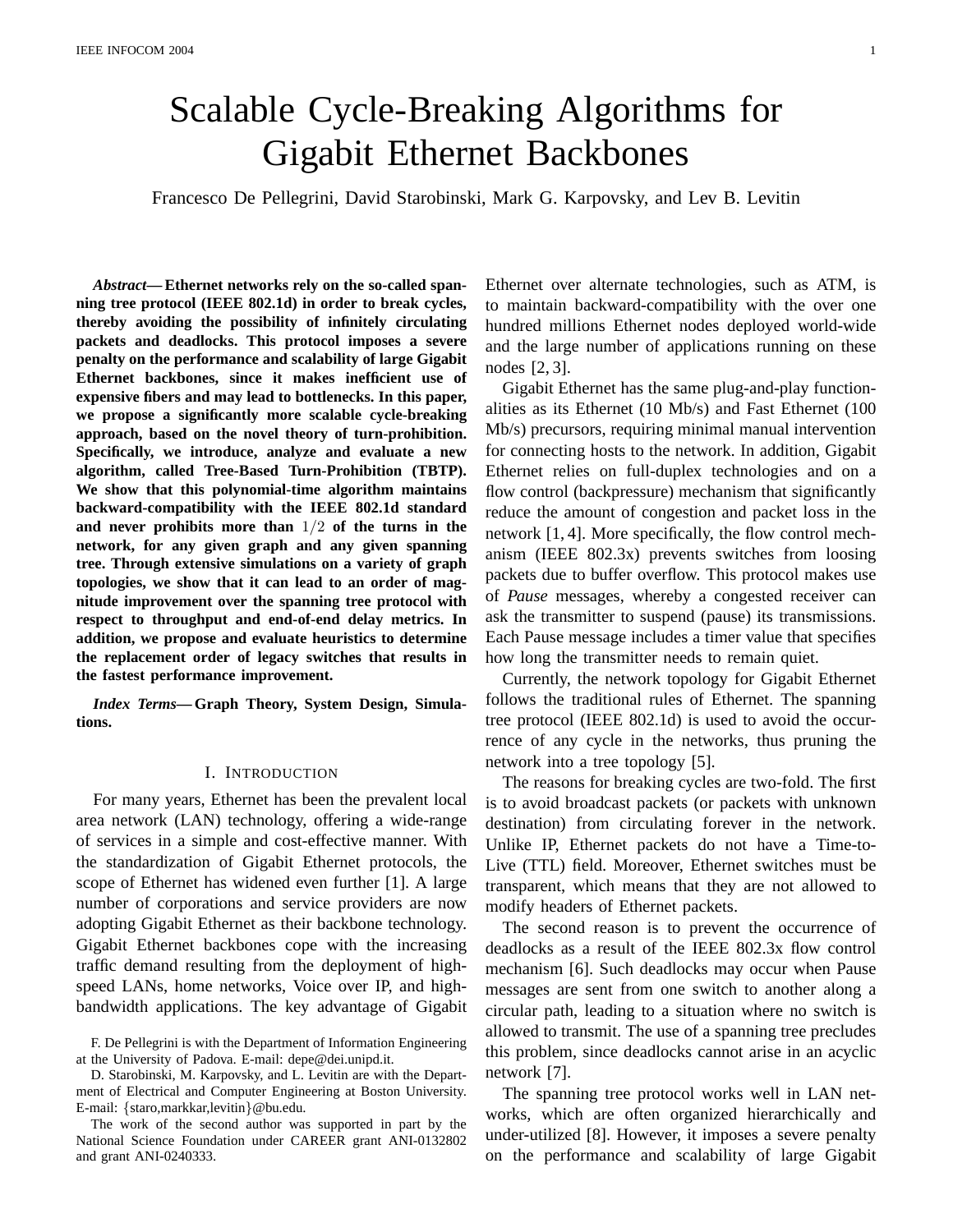# Scalable Cycle-Breaking Algorithms for Gigabit Ethernet Backbones

Francesco De Pellegrini, David Starobinski, Mark G. Karpovsky, and Lev B. Levitin

***Abstract*— Ethernet networks rely on the so-called spanning tree protocol (IEEE 802.1d) in order to break cycles, thereby avoiding the possibility of infinitely circulating packets and deadlocks. This protocol imposes a severe penalty on the performance and scalability of large Gigabit Ethernet backbones, since it makes inefficient use of expensive fibers and may lead to bottlenecks. In this paper, we propose a significantly more scalable cycle-breaking approach, based on the novel theory of turn-prohibition. Specifically, we introduce, analyze and evaluate a new algorithm, called Tree-Based Turn-Prohibition (TBTP). We show that this polynomial-time algorithm maintains backward-compatibility with the IEEE 802.1d standard and never prohibits more than $1/2$ of the turns in the network, for any given graph and any given spanning tree. Through extensive simulations on a variety of graph topologies, we show that it can lead to an order of magnitude improvement over the spanning tree protocol with respect to throughput and end-of-end delay metrics. In addition, we propose and evaluate heuristics to determine the replacement order of legacy switches that results in the fastest performance improvement.**

***Index Terms*— Graph Theory, System Design, Simulations.**

## I. Introduction

For many years, Ethernet has been the prevalent local area network (LAN) technology, offering a wide-range of services in a simple and cost-effective manner. With the standardization of Gigabit Ethernet protocols, the scope of Ethernet has widened even further [1]. A large number of corporations and service providers are now adopting Gigabit Ethernet as their backbone technology. Gigabit Ethernet backbones cope with the increasing traffic demand resulting from the deployment of high-speed LANs, home networks, Voice over IP, and high-bandwidth applications. The key advantage of Gigabit Ethernet over alternate technologies, such as ATM, is to maintain backward-compatibility with the over one hundred millions Ethernet nodes deployed world-wide and the large number of applications running on these nodes [2, 3].

Gigabit Ethernet has the same plug-and-play functionalities as its Ethernet (10 Mb/s) and Fast Ethernet (100 Mb/s) precursors, requiring minimal manual intervention for connecting hosts to the network. In addition, Gigabit Ethernet relies on full-duplex technologies and on a flow control (backpressure) mechanism that significantly reduce the amount of congestion and packet loss in the network [1, 4]. More specifically, the flow control mechanism (IEEE 802.3x) prevents switches from loosing packets due to buffer overflow. This protocol makes use of *Pause* messages, whereby a congested receiver can ask the transmitter to suspend (pause) its transmissions. Each Pause message includes a timer value that specifies how long the transmitter needs to remain quiet.

Currently, the network topology for Gigabit Ethernet follows the traditional rules of Ethernet. The spanning tree protocol (IEEE 802.1d) is used to avoid the occurrence of any cycle in the networks, thus pruning the network into a tree topology [5].

The reasons for breaking cycles are two-fold. The first is to avoid broadcast packets (or packets with unknown destination) from circulating forever in the network. Unlike IP, Ethernet packets do not have a Time-to-Live (TTL) field. Moreover, Ethernet switches must be transparent, which means that they are not allowed to modify headers of Ethernet packets.

The second reason is to prevent the occurrence of deadlocks as a result of the IEEE 802.3x flow control mechanism [6]. Such deadlocks may occur when Pause messages are sent from one switch to another along a circular path, leading to a situation where no switch is allowed to transmit. The use of a spanning tree precludes this problem, since deadlocks cannot arise in an acyclic network [7].

The spanning tree protocol works well in LAN networks, which are often organized hierarchically and under-utilized [8]. However, it imposes a severe penalty on the performance and scalability of large Gigabit

F. De Pellegrini is with the Department of Information Engineering at the University of Padova. E-mail: depe@dei.unipd.it.

D. Starobinski, M. Karpovsky, and L. Levitin are with the Department of Electrical and Computer Engineering at Boston University. E-mail: {staro,markkar,levitin}@bu.edu.

The work of the second author was supported in part by the National Science Foundation under CAREER grant ANI-0132802 and grant ANI-0240333.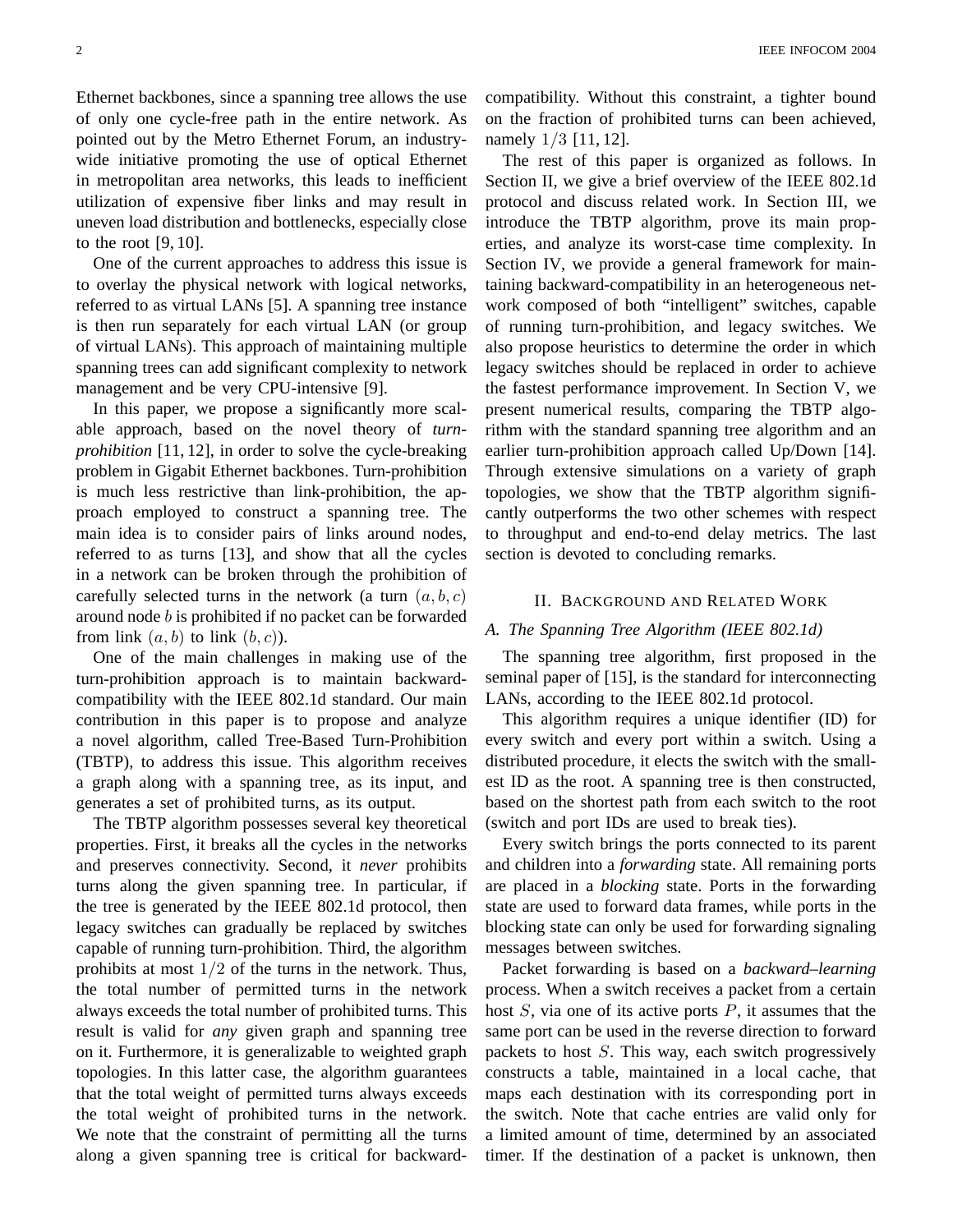Ethernet backbones, since a spanning tree allows the use of only one cycle-free path in the entire network. As pointed out by the Metro Ethernet Forum, an industry-wide initiative promoting the use of optical Ethernet in metropolitan area networks, this leads to inefficient utilization of expensive fiber links and may result in uneven load distribution and bottlenecks, especially close to the root [9, 10].

One of the current approaches to address this issue is to overlay the physical network with logical networks, referred to as virtual LANs [5]. A spanning tree instance is then run separately for each virtual LAN (or group of virtual LANs). This approach of maintaining multiple spanning trees can add significant complexity to network management and be very CPU-intensive [9].

In this paper, we propose a significantly more scalable approach, based on the novel theory of *turn-prohibition* [11, 12], in order to solve the cycle-breaking problem in Gigabit Ethernet backbones. Turn-prohibition is much less restrictive than link-prohibition, the approach employed to construct a spanning tree. The main idea is to consider pairs of links around nodes, referred to as turns [13], and show that all the cycles in a network can be broken through the prohibition of carefully selected turns in the network (a turn $(a, b, c)$ around node $b$ is prohibited if no packet can be forwarded from link $(a, b)$ to link $(b, c)$).

One of the main challenges in making use of the turn-prohibition approach is to maintain backward-compatibility with the IEEE 802.1d standard. Our main contribution in this paper is to propose and analyze a novel algorithm, called Tree-Based Turn-Prohibition (TBTP), to address this issue. This algorithm receives a graph along with a spanning tree, as its input, and generates a set of prohibited turns, as its output.

The TBTP algorithm possesses several key theoretical properties. First, it breaks all the cycles in the networks and preserves connectivity. Second, it *never* prohibits turns along the given spanning tree. In particular, if the tree is generated by the IEEE 802.1d protocol, then legacy switches can gradually be replaced by switches capable of running turn-prohibition. Third, the algorithm prohibits at most $1/2$ of the turns in the network. Thus, the total number of permitted turns in the network always exceeds the total number of prohibited turns. This result is valid for *any* given graph and spanning tree on it. Furthermore, it is generalizable to weighted graph topologies. In this latter case, the algorithm guarantees that the total weight of permitted turns always exceeds the total weight of prohibited turns in the network. We note that the constraint of permitting all the turns along a given spanning tree is critical for backward-compatibility. Without this constraint, a tighter bound on the fraction of prohibited turns can been achieved, namely $1/3$ [11, 12].

The rest of this paper is organized as follows. In Section II, we give a brief overview of the IEEE 802.1d protocol and discuss related work. In Section III, we introduce the TBTP algorithm, prove its main properties, and analyze its worst-case time complexity. In Section IV, we provide a general framework for maintaining backward-compatibility in an heterogeneous network composed of both "intelligent" switches, capable of running turn-prohibition, and legacy switches. We also propose heuristics to determine the order in which legacy switches should be replaced in order to achieve the fastest performance improvement. In Section V, we present numerical results, comparing the TBTP algorithm with the standard spanning tree algorithm and an earlier turn-prohibition approach called Up/Down [14]. Through extensive simulations on a variety of graph topologies, we show that the TBTP algorithm significantly outperforms the two other schemes with respect to throughput and end-to-end delay metrics. The last section is devoted to concluding remarks.

## II. Background and Related Work

### A. The Spanning Tree Algorithm (IEEE 802.1d)

The spanning tree algorithm, first proposed in the seminal paper of [15], is the standard for interconnecting LANs, according to the IEEE 802.1d protocol.

This algorithm requires a unique identifier (ID) for every switch and every port within a switch. Using a distributed procedure, it elects the switch with the smallest ID as the root. A spanning tree is then constructed, based on the shortest path from each switch to the root (switch and port IDs are used to break ties).

Every switch brings the ports connected to its parent and children into a *forwarding* state. All remaining ports are placed in a *blocking* state. Ports in the forwarding state are used to forward data frames, while ports in the blocking state can only be used for forwarding signaling messages between switches.

Packet forwarding is based on a *backward–learning* process. When a switch receives a packet from a certain host $S$, via one of its active ports $P$, it assumes that the same port can be used in the reverse direction to forward packets to host $S$. This way, each switch progressively constructs a table, maintained in a local cache, that maps each destination with its corresponding port in the switch. Note that cache entries are valid only for a limited amount of time, determined by an associated timer. If the destination of a packet is unknown, then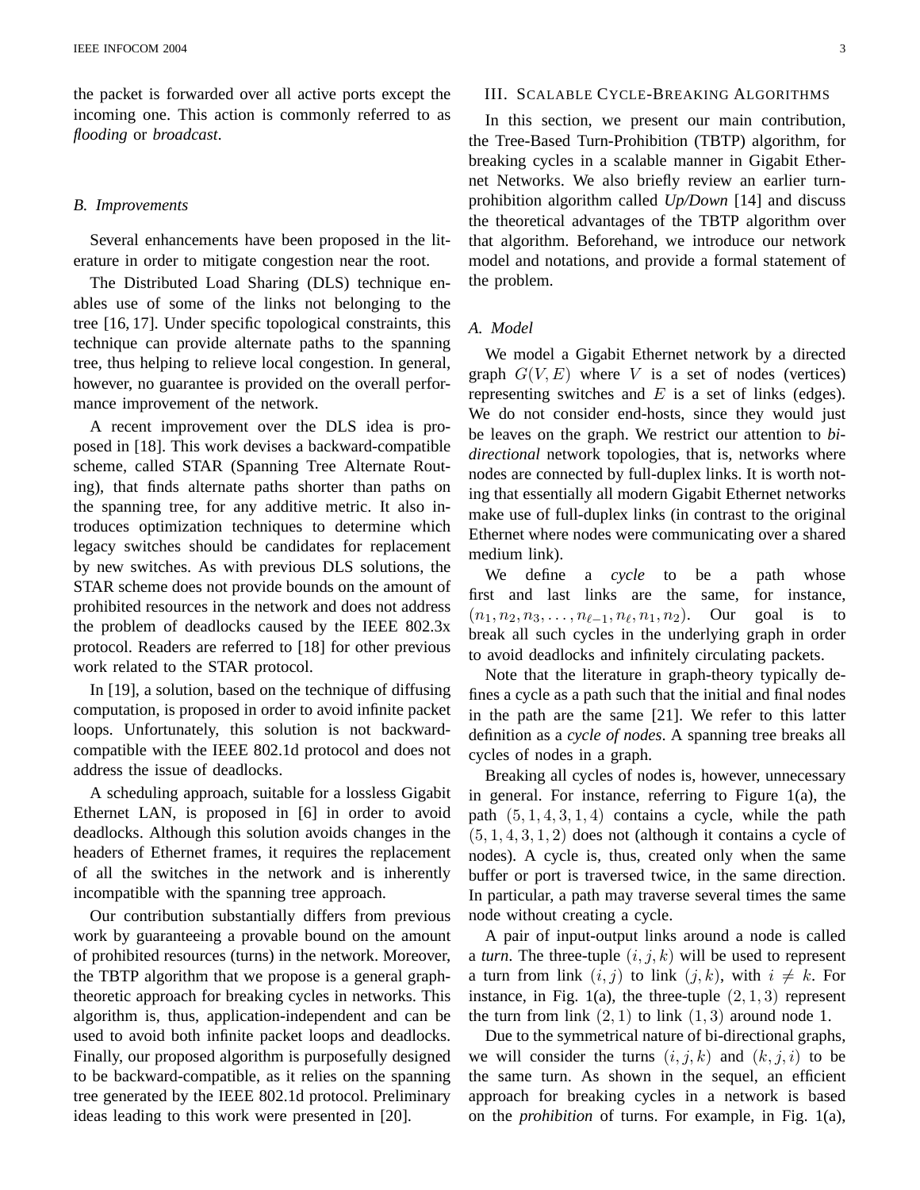the packet is forwarded over all active ports except the incoming one. This action is commonly referred to as *flooding* or *broadcast*.

### *B. Improvements*

Several enhancements have been proposed in the literature in order to mitigate congestion near the root.

The Distributed Load Sharing (DLS) technique enables use of some of the links not belonging to the tree [16, 17]. Under specific topological constraints, this technique can provide alternate paths to the spanning tree, thus helping to relieve local congestion. In general, however, no guarantee is provided on the overall performance improvement of the network.

A recent improvement over the DLS idea is proposed in [18]. This work devises a backward-compatible scheme, called STAR (Spanning Tree Alternate Routing), that finds alternate paths shorter than paths on the spanning tree, for any additive metric. It also introduces optimization techniques to determine which legacy switches should be candidates for replacement by new switches. As with previous DLS solutions, the STAR scheme does not provide bounds on the amount of prohibited resources in the network and does not address the problem of deadlocks caused by the IEEE 802.3x protocol. Readers are referred to [18] for other previous work related to the STAR protocol.

In [19], a solution, based on the technique of diffusing computation, is proposed in order to avoid infinite packet loops. Unfortunately, this solution is not backward-compatible with the IEEE 802.1d protocol and does not address the issue of deadlocks.

A scheduling approach, suitable for a lossless Gigabit Ethernet LAN, is proposed in [6] in order to avoid deadlocks. Although this solution avoids changes in the headers of Ethernet frames, it requires the replacement of all the switches in the network and is inherently incompatible with the spanning tree approach.

Our contribution substantially differs from previous work by guaranteeing a provable bound on the amount of prohibited resources (turns) in the network. Moreover, the TBTP algorithm that we propose is a general graph-theoretic approach for breaking cycles in networks. This algorithm is, thus, application-independent and can be used to avoid both infinite packet loops and deadlocks. Finally, our proposed algorithm is purposefully designed to be backward-compatible, as it relies on the spanning tree generated by the IEEE 802.1d protocol. Preliminary ideas leading to this work were presented in [20].

## III. Scalable Cycle-Breaking Algorithms

In this section, we present our main contribution, the Tree-Based Turn-Prohibition (TBTP) algorithm, for breaking cycles in a scalable manner in Gigabit Ethernet Networks. We also briefly review an earlier turn-prohibition algorithm called *Up/Down* [14] and discuss the theoretical advantages of the TBTP algorithm over that algorithm. Beforehand, we introduce our network model and notations, and provide a formal statement of the problem.

### *A. Model*

We model a Gigabit Ethernet network by a directed graph $G(V, E)$ where $V$ is a set of nodes (vertices) representing switches and $E$ is a set of links (edges). We do not consider end-hosts, since they would just be leaves on the graph. We restrict our attention to *bi-directional* network topologies, that is, networks where nodes are connected by full-duplex links. It is worth noting that essentially all modern Gigabit Ethernet networks make use of full-duplex links (in contrast to the original Ethernet where nodes were communicating over a shared medium link).

We define a *cycle* to be a path whose first and last links are the same, for instance, $(n_1, n_2, n_3, \ldots, n_{\ell-1}, n_\ell, n_1, n_2)$. Our goal is to break all such cycles in the underlying graph in order to avoid deadlocks and infinitely circulating packets.

Note that the literature in graph-theory typically defines a cycle as a path such that the initial and final nodes in the path are the same [21]. We refer to this latter definition as a *cycle of nodes*. A spanning tree breaks all cycles of nodes in a graph.

Breaking all cycles of nodes is, however, unnecessary in general. For instance, referring to Figure 1(a), the path $(5, 1, 4, 3, 1, 4)$ contains a cycle, while the path $(5, 1, 4, 3, 1, 2)$ does not (although it contains a cycle of nodes). A cycle is, thus, created only when the same buffer or port is traversed twice, in the same direction. In particular, a path may traverse several times the same node without creating a cycle.

A pair of input-output links around a node is called a *turn*. The three-tuple $(i, j, k)$ will be used to represent a turn from link $(i, j)$ to link $(j, k)$, with $i \neq k$. For instance, in Fig. 1(a), the three-tuple $(2, 1, 3)$ represent the turn from link $(2, 1)$ to link $(1, 3)$ around node 1.

Due to the symmetrical nature of bi-directional graphs, we will consider the turns $(i, j, k)$ and $(k, j, i)$ to be the same turn. As shown in the sequel, an efficient approach for breaking cycles in a network is based on the *prohibition* of turns. For example, in Fig. 1(a),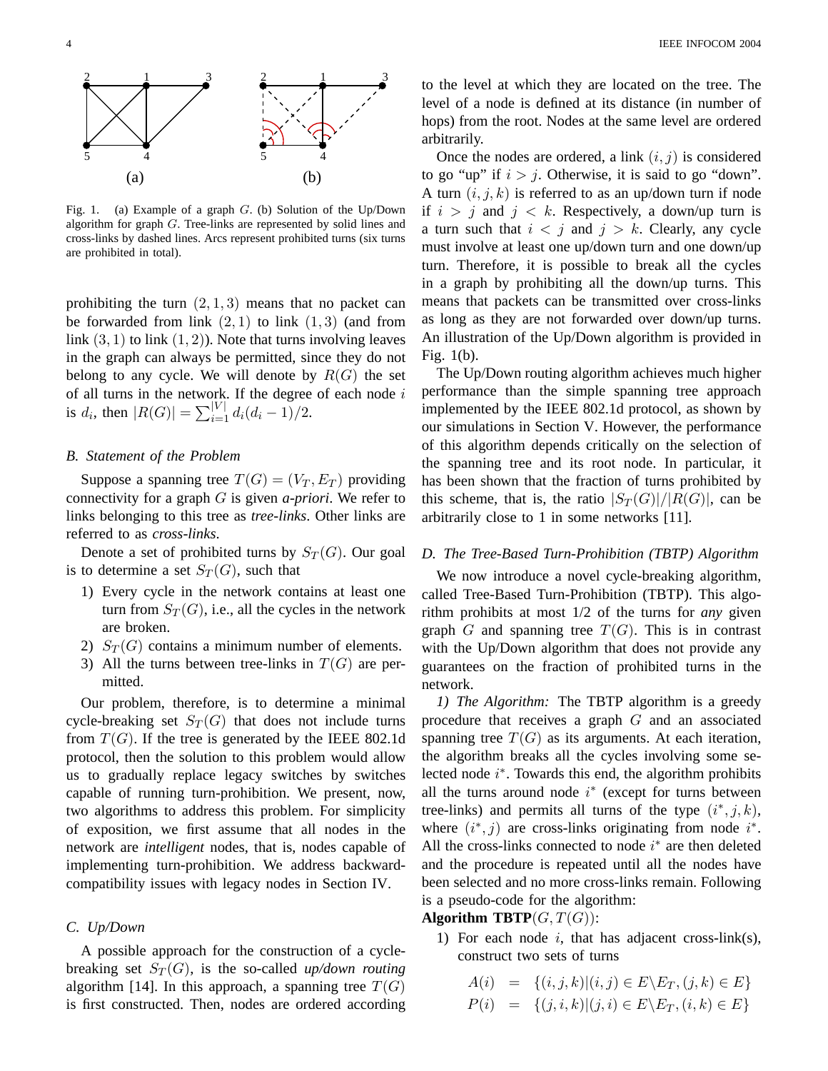2 1 3

5 4

(a)

2 1 3

5 4

(b)

Fig. 1. (a) Example of a graph $G$. (b) Solution of the Up/Down algorithm for graph $G$. Tree-links are represented by solid lines and cross-links by dashed lines. Arcs represent prohibited turns (six turns are prohibited in total).

prohibiting the turn $(2, 1, 3)$ means that no packet can be forwarded from link $(2, 1)$ to link $(1, 3)$ (and from link $(3, 1)$ to link $(1, 2)$). Note that turns involving leaves in the graph can always be permitted, since they do not belong to any cycle. We will denote by $R(G)$ the set of all turns in the network. If the degree of each node $i$ is $d_i$, then $|R(G)| = \sum_{i=1}^{|V|} d_i(d_i - 1)/2$.

### B. Statement of the Problem

Suppose a spanning tree $T(G) = (V_T, E_T)$ providing connectivity for a graph $G$ is given ***a-priori***. We refer to links belonging to this tree as *tree-links*. Other links are referred to as *cross-links*.

Denote a set of prohibited turns by $S_T(G)$. Our goal is to determine a set $S_T(G)$, such that

1) Every cycle in the network contains at least one turn from $S_T(G)$, i.e., all the cycles in the network are broken.
2) $S_T(G)$ contains a minimum number of elements.
3) All the turns between tree-links in $T(G)$ are permitted.

Our problem, therefore, is to determine a minimal cycle-breaking set $S_T(G)$ that does not include turns from $T(G)$. If the tree is generated by the IEEE 802.1d protocol, then the solution to this problem would allow us to gradually replace legacy switches by switches capable of running turn-prohibition. We present, now, two algorithms to address this problem. For simplicity of exposition, we first assume that all nodes in the network are *intelligent* nodes, that is, nodes capable of implementing turn-prohibition. We address backward-compatibility issues with legacy nodes in Section IV.

### C. Up/Down

A possible approach for the construction of a cycle-breaking set $S_T(G)$, is the so-called *up/down routing* algorithm [14]. In this approach, a spanning tree $T(G)$ is first constructed. Then, nodes are ordered according to the level at which they are located on the tree. The level of a node is defined at its distance (in number of hops) from the root. Nodes at the same level are ordered arbitrarily.

Once the nodes are ordered, a link $(i, j)$ is considered to go "up" if $i > j$. Otherwise, it is said to go "down". A turn $(i, j, k)$ is referred to as an up/down turn if node if $i > j$ and $j < k$. Respectively, a down/up turn is a turn such that $i < j$ and $j > k$. Clearly, any cycle must involve at least one up/down turn and one down/up turn. Therefore, it is possible to break all the cycles in a graph by prohibiting all the down/up turns. This means that packets can be transmitted over cross-links as long as they are not forwarded over down/up turns. An illustration of the Up/Down algorithm is provided in Fig. 1(b).

The Up/Down routing algorithm achieves much higher performance than the simple spanning tree approach implemented by the IEEE 802.1d protocol, as shown by our simulations in Section V. However, the performance of this algorithm depends critically on the selection of the spanning tree and its root node. In particular, it has been shown that the fraction of turns prohibited by this scheme, that is, the ratio $|S_T(G)|/|R(G)|$, can be arbitrarily close to 1 in some networks [11].

### D. The Tree-Based Turn-Prohibition (TBTP) Algorithm

We now introduce a novel cycle-breaking algorithm, called Tree-Based Turn-Prohibition (TBTP). This algorithm prohibits at most 1/2 of the turns for *any* given graph $G$ and spanning tree $T(G)$. This is in contrast with the Up/Down algorithm that does not provide any guarantees on the fraction of prohibited turns in the network.

*1) The Algorithm:* The TBTP algorithm is a greedy procedure that receives a graph $G$ and an associated spanning tree $T(G)$ as its arguments. At each iteration, the algorithm breaks all the cycles involving some selected node $i^*$. Towards this end, the algorithm prohibits all the turns around node $i^*$ (except for turns between tree-links) and permits all turns of the type $(i^*, j, k)$, where $(i^*, j)$ are cross-links originating from node $i^*$. All the cross-links connected to node $i^*$ are then deleted and the procedure is repeated until all the nodes have been selected and no more cross-links remain. Following is a pseudo-code for the algorithm:

**Algorithm TBTP**$(G, T(G))$:

1) For each node $i$, that has adjacent cross-link(s), construct two sets of turns

$$A(i) = \{(i, j, k) | (i, j) \in E \backslash E_T, (j, k) \in E\}$$
$$P(i) = \{(j, i, k) | (j, i) \in E \backslash E_T, (i, k) \in E\}$$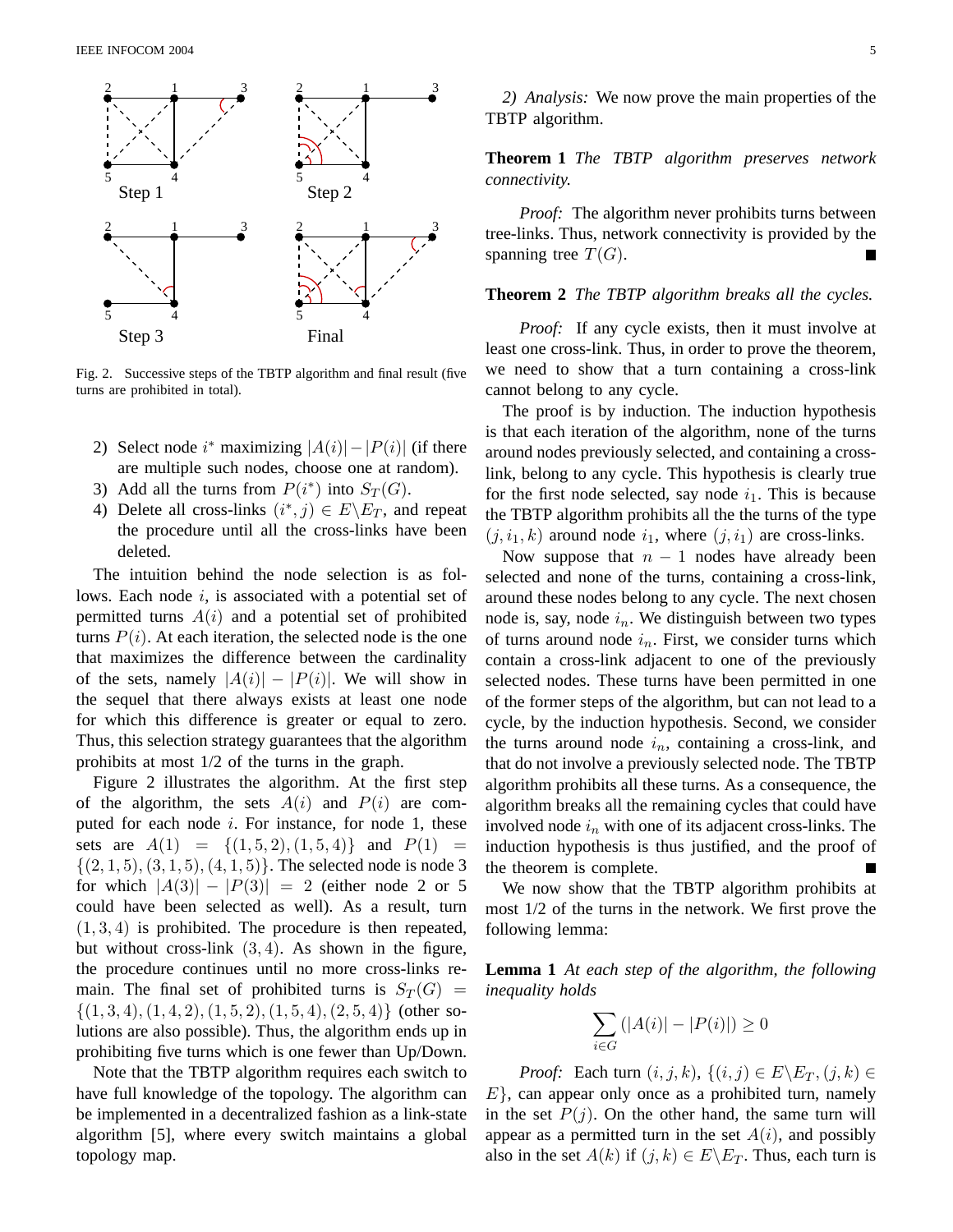Step 1

Step 2

Step 3

Final

Fig. 2. Successive steps of the TBTP algorithm and final result (five turns are prohibited in total).

2) Select node $i^*$ maximizing $|A(i)|-|P(i)|$ (if there are multiple such nodes, choose one at random).
3) Add all the turns from $P(i^*)$ into $S_T(G)$.
4) Delete all cross-links $(i^*, j) \in E \backslash E_T$, and repeat the procedure until all the cross-links have been deleted.

The intuition behind the node selection is as follows. Each node $i$, is associated with a potential set of permitted turns $A(i)$ and a potential set of prohibited turns $P(i)$. At each iteration, the selected node is the one that maximizes the difference between the cardinality of the sets, namely $|A(i)| - |P(i)|$. We will show in the sequel that there always exists at least one node for which this difference is greater or equal to zero. Thus, this selection strategy guarantees that the algorithm prohibits at most 1/2 of the turns in the graph.

Figure 2 illustrates the algorithm. At the first step of the algorithm, the sets $A(i)$ and $P(i)$ are computed for each node $i$. For instance, for node 1, these sets are $A(1) = \{(1,5,2),(1,5,4)\}$ and $P(1) = \{(2,1,5),(3,1,5),(4,1,5)\}$. The selected node is node 3 for which $|A(3)| - |P(3)| = 2$ (either node 2 or 5 could have been selected as well). As a result, turn $(1,3,4)$ is prohibited. The procedure is then repeated, but without cross-link $(3,4)$. As shown in the figure, the procedure continues until no more cross-links remain. The final set of prohibited turns is $S_T(G) = \{(1,3,4),(1,4,2),(1,5,2),(1,5,4),(2,5,4)\}$ (other solutions are also possible). Thus, the algorithm ends up in prohibiting five turns which is one fewer than Up/Down.

Note that the TBTP algorithm requires each switch to have full knowledge of the topology. The algorithm can be implemented in a decentralized fashion as a link-state algorithm [5], where every switch maintains a global topology map.

*2) Analysis:* We now prove the main properties of the TBTP algorithm.

**Theorem 1** *The TBTP algorithm preserves network connectivity.*

*Proof:* The algorithm never prohibits turns between tree-links. Thus, network connectivity is provided by the spanning tree $T(G)$. ∎

**Theorem 2** *The TBTP algorithm breaks all the cycles.*

*Proof:* If any cycle exists, then it must involve at least one cross-link. Thus, in order to prove the theorem, we need to show that a turn containing a cross-link cannot belong to any cycle.

The proof is by induction. The induction hypothesis is that each iteration of the algorithm, none of the turns around nodes previously selected, and containing a cross-link, belong to any cycle. This hypothesis is clearly true for the first node selected, say node $i_1$. This is because the TBTP algorithm prohibits all the the turns of the type $(j, i_1, k)$ around node $i_1$, where $(j, i_1)$ are cross-links.

Now suppose that $n-1$ nodes have already been selected and none of the turns, containing a cross-link, around these nodes belong to any cycle. The next chosen node is, say, node $i_n$. We distinguish between two types of turns around node $i_n$. First, we consider turns which contain a cross-link adjacent to one of the previously selected nodes. These turns have been permitted in one of the former steps of the algorithm, but can not lead to a cycle, by the induction hypothesis. Second, we consider the turns around node $i_n$, containing a cross-link, and that do not involve a previously selected node. The TBTP algorithm prohibits all these turns. As a consequence, the algorithm breaks all the remaining cycles that could have involved node $i_n$ with one of its adjacent cross-links. The induction hypothesis is thus justified, and the proof of the theorem is complete. ∎

We now show that the TBTP algorithm prohibits at most 1/2 of the turns in the network. We first prove the following lemma:

**Lemma 1** *At each step of the algorithm, the following inequality holds*

$$\sum_{i \in G} (|A(i)| - |P(i)|) \geq 0$$

*Proof:* Each turn $(i,j,k)$, $\{(i,j) \in E \backslash E_T, (j,k) \in E\}$, can appear only once as a prohibited turn, namely in the set $P(j)$. On the other hand, the same turn will appear as a permitted turn in the set $A(i)$, and possibly also in the set $A(k)$ if $(j,k) \in E \backslash E_T$. Thus, each turn is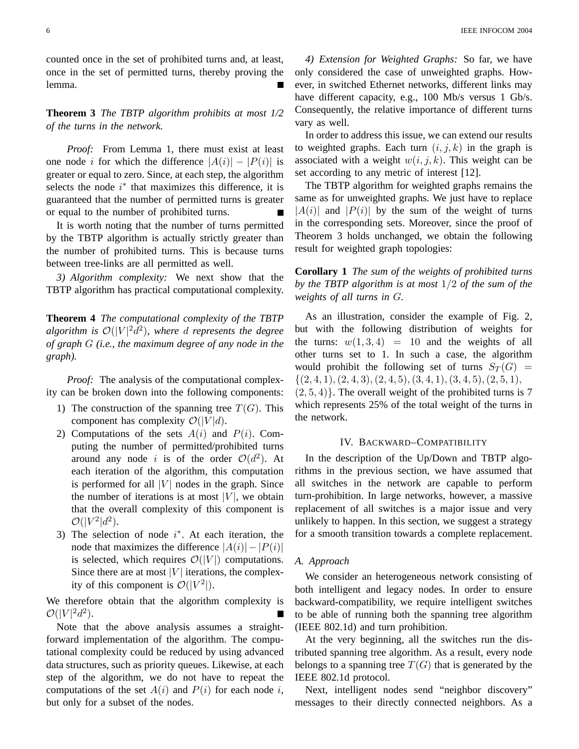counted once in the set of prohibited turns and, at least, once in the set of permitted turns, thereby proving the lemma. ■

**Theorem 3** *The TBTP algorithm prohibits at most 1/2 of the turns in the network.*

*Proof:* From Lemma 1, there must exist at least one node $i$ for which the difference $|A(i)| - |P(i)|$ is greater or equal to zero. Since, at each step, the algorithm selects the node $i^*$ that maximizes this difference, it is guaranteed that the number of permitted turns is greater or equal to the number of prohibited turns. ■

It is worth noting that the number of turns permitted by the TBTP algorithm is actually strictly greater than the number of prohibited turns. This is because turns between tree-links are all permitted as well.

*3) Algorithm complexity:* We next show that the TBTP algorithm has practical computational complexity.

**Theorem 4** *The computational complexity of the TBTP algorithm is $\mathcal{O}(|V|^2 d^2)$, where $d$ represents the degree of graph $G$ (i.e., the maximum degree of any node in the graph).*

*Proof:* The analysis of the computational complexity can be broken down into the following components:

1) The construction of the spanning tree $T(G)$. This component has complexity $\mathcal{O}(|V|d)$.
2) Computations of the sets $A(i)$ and $P(i)$. Computing the number of permitted/prohibited turns around any node $i$ is of the order $\mathcal{O}(d^2)$. At each iteration of the algorithm, this computation is performed for all $|V|$ nodes in the graph. Since the number of iterations is at most $|V|$, we obtain that the overall complexity of this component is $\mathcal{O}(|V^2|d^2)$.
3) The selection of node $i^*$. At each iteration, the node that maximizes the difference $|A(i)| - |P(i)|$ is selected, which requires $\mathcal{O}(|V|)$ computations. Since there are at most $|V|$ iterations, the complexity of this component is $\mathcal{O}(|V^2|)$.

We therefore obtain that the algorithm complexity is $\mathcal{O}(|V|^2 d^2)$. ■

Note that the above analysis assumes a straightforward implementation of the algorithm. The computational complexity could be reduced by using advanced data structures, such as priority queues. Likewise, at each step of the algorithm, we do not have to repeat the computations of the set $A(i)$ and $P(i)$ for each node $i$, but only for a subset of the nodes.

*4) Extension for Weighted Graphs:* So far, we have only considered the case of unweighted graphs. However, in switched Ethernet networks, different links may have different capacity, e.g., 100 Mb/s versus 1 Gb/s. Consequently, the relative importance of different turns vary as well.

In order to address this issue, we can extend our results to weighted graphs. Each turn $(i, j, k)$ in the graph is associated with a weight $w(i, j, k)$. This weight can be set according to any metric of interest [12].

The TBTP algorithm for weighted graphs remains the same as for unweighted graphs. We just have to replace $|A(i)|$ and $|P(i)|$ by the sum of the weight of turns in the corresponding sets. Moreover, since the proof of Theorem 3 holds unchanged, we obtain the following result for weighted graph topologies:

**Corollary 1** *The sum of the weights of prohibited turns by the TBTP algorithm is at most $1/2$ of the sum of the weights of all turns in $G$.*

As an illustration, consider the example of Fig. 2, but with the following distribution of weights for the turns: $w(1, 3, 4) = 10$ and the weights of all other turns set to 1. In such a case, the algorithm would prohibit the following set of turns $S_T(G) = \{(2, 4, 1), (2, 4, 3), (2, 4, 5), (3, 4, 1), (3, 4, 5), (2, 5, 1), (2, 5, 4)\}$. The overall weight of the prohibited turns is 7 which represents 25% of the total weight of the turns in the network.

## IV. Backward–Compatibility

In the description of the Up/Down and TBTP algorithms in the previous section, we have assumed that all switches in the network are capable to perform turn-prohibition. In large networks, however, a massive replacement of all switches is a major issue and very unlikely to happen. In this section, we suggest a strategy for a smooth transition towards a complete replacement.

### A. Approach

We consider an heterogeneous network consisting of both intelligent and legacy nodes. In order to ensure backward-compatibility, we require intelligent switches to be able of running both the spanning tree algorithm (IEEE 802.1d) and turn prohibition.

At the very beginning, all the switches run the distributed spanning tree algorithm. As a result, every node belongs to a spanning tree $T(G)$ that is generated by the IEEE 802.1d protocol.

Next, intelligent nodes send "neighbor discovery" messages to their directly connected neighbors. As a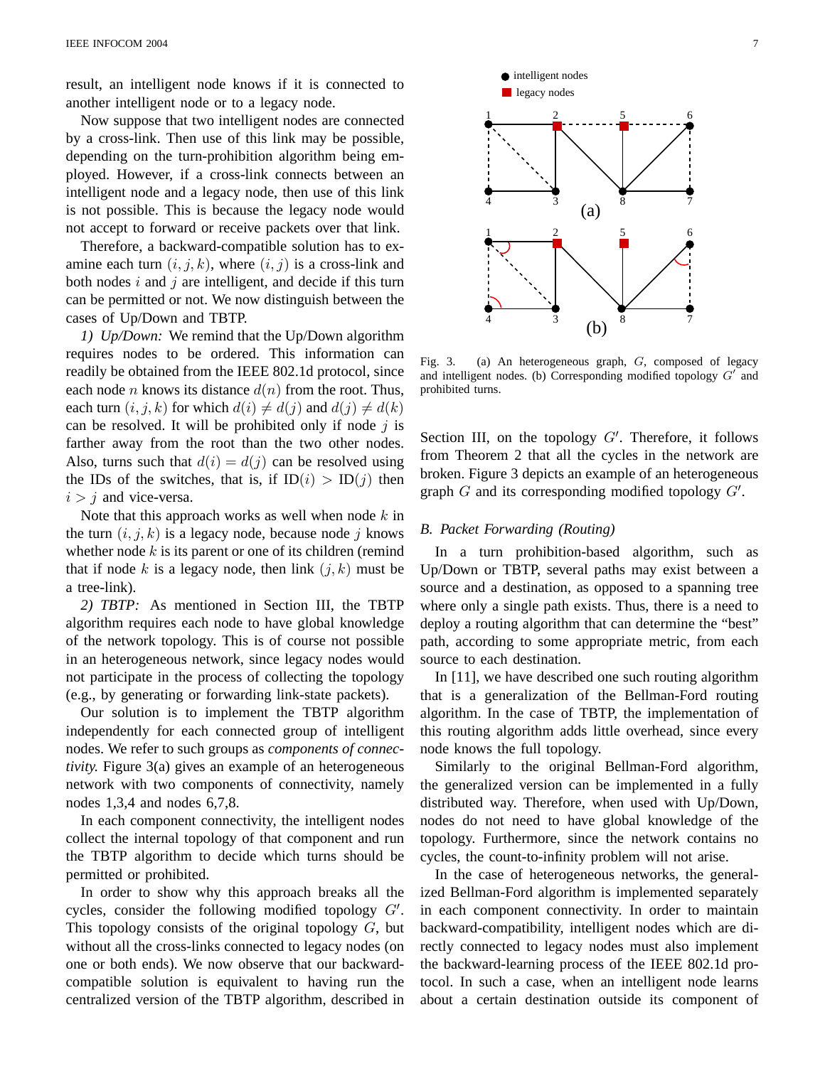result, an intelligent node knows if it is connected to another intelligent node or to a legacy node.

Now suppose that two intelligent nodes are connected by a cross-link. Then use of this link may be possible, depending on the turn-prohibition algorithm being employed. However, if a cross-link connects between an intelligent node and a legacy node, then use of this link is not possible. This is because the legacy node would not accept to forward or receive packets over that link.

Therefore, a backward-compatible solution has to examine each turn $(i, j, k)$, where $(i, j)$ is a cross-link and both nodes $i$ and $j$ are intelligent, and decide if this turn can be permitted or not. We now distinguish between the cases of Up/Down and TBTP.

*1) Up/Down:* We remind that the Up/Down algorithm requires nodes to be ordered. This information can readily be obtained from the IEEE 802.1d protocol, since each node $n$ knows its distance $d(n)$ from the root. Thus, each turn $(i, j, k)$ for which $d(i) \neq d(j)$ and $d(j) \neq d(k)$ can be resolved. It will be prohibited only if node $j$ is farther away from the root than the two other nodes. Also, turns such that $d(i) = d(j)$ can be resolved using the IDs of the switches, that is, if $\text{ID}(i) > \text{ID}(j)$ then $i > j$ and vice-versa.

Note that this approach works as well when node $k$ in the turn $(i, j, k)$ is a legacy node, because node $j$ knows whether node $k$ is its parent or one of its children (remind that if node $k$ is a legacy node, then link $(j, k)$ must be a tree-link).

*2) TBTP:* As mentioned in Section III, the TBTP algorithm requires each node to have global knowledge of the network topology. This is of course not possible in an heterogeneous network, since legacy nodes would not participate in the process of collecting the topology (e.g., by generating or forwarding link-state packets).

Our solution is to implement the TBTP algorithm independently for each connected group of intelligent nodes. We refer to such groups as *components of connectivity.* Figure 3(a) gives an example of an heterogeneous network with two components of connectivity, namely nodes 1,3,4 and nodes 6,7,8.

In each component connectivity, the intelligent nodes collect the internal topology of that component and run the TBTP algorithm to decide which turns should be permitted or prohibited.

In order to show why this approach breaks all the cycles, consider the following modified topology $G'$. This topology consists of the original topology $G$, but without all the cross-links connected to legacy nodes (on one or both ends). We now observe that our backward-compatible solution is equivalent to having run the centralized version of the TBTP algorithm, described in Section III, on the topology $G'$. Therefore, it follows from Theorem 2 that all the cycles in the network are broken. Figure 3 depicts an example of an heterogeneous graph $G$ and its corresponding modified topology $G'$.

Fig. 3. (a) An heterogeneous graph, $G$, composed of legacy and intelligent nodes. (b) Corresponding modified topology $G'$ and prohibited turns.

### B. Packet Forwarding (Routing)

In a turn prohibition-based algorithm, such as Up/Down or TBTP, several paths may exist between a source and a destination, as opposed to a spanning tree where only a single path exists. Thus, there is a need to deploy a routing algorithm that can determine the "best" path, according to some appropriate metric, from each source to each destination.

In [11], we have described one such routing algorithm that is a generalization of the Bellman-Ford routing algorithm. In the case of TBTP, the implementation of this routing algorithm adds little overhead, since every node knows the full topology.

Similarly to the original Bellman-Ford algorithm, the generalized version can be implemented in a fully distributed way. Therefore, when used with Up/Down, nodes do not need to have global knowledge of the topology. Furthermore, since the network contains no cycles, the count-to-infinity problem will not arise.

In the case of heterogeneous networks, the generalized Bellman-Ford algorithm is implemented separately in each component connectivity. In order to maintain backward-compatibility, intelligent nodes which are directly connected to legacy nodes must also implement the backward-learning process of the IEEE 802.1d protocol. In such a case, when an intelligent node learns about a certain destination outside its component of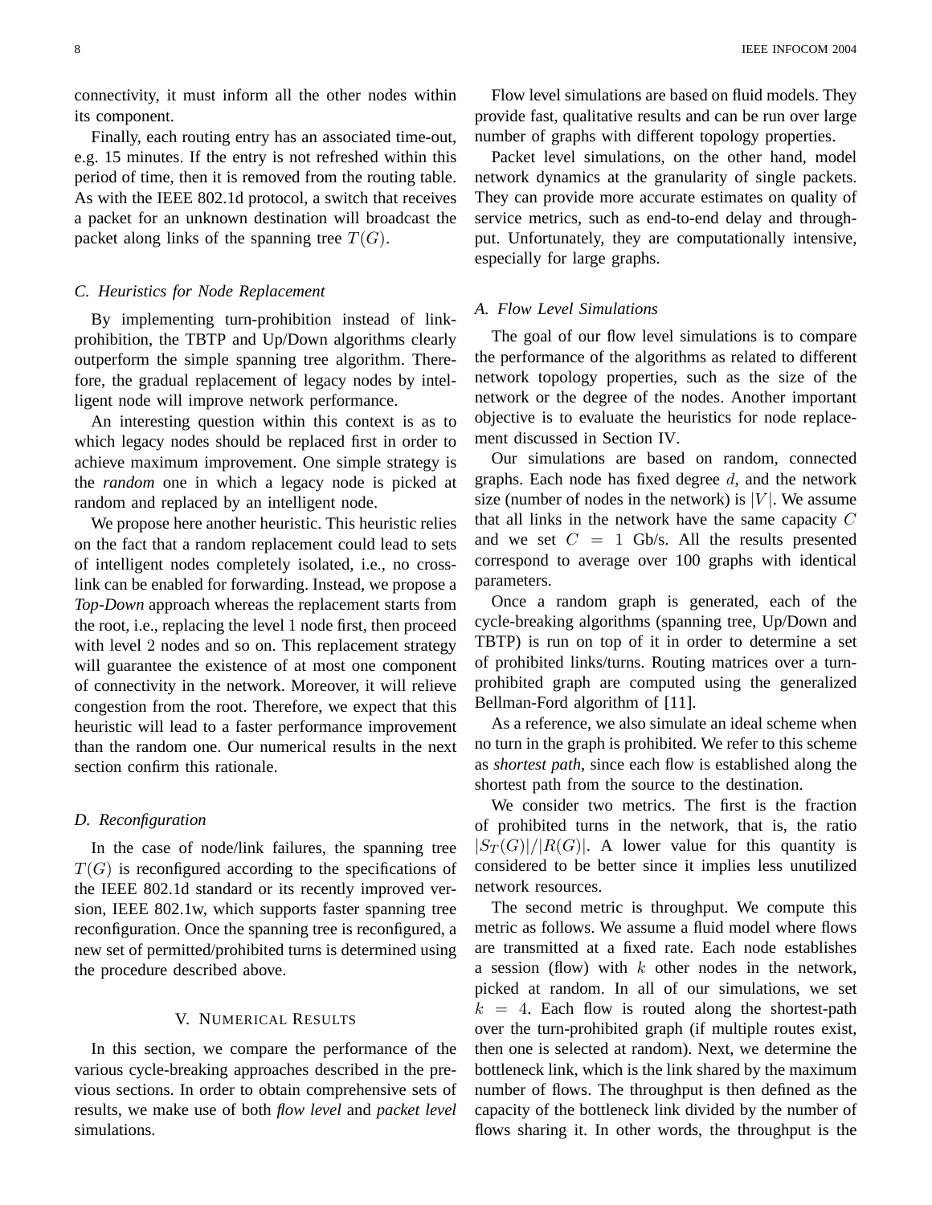connectivity, it must inform all the other nodes within its component.

Finally, each routing entry has an associated time-out, e.g. 15 minutes. If the entry is not refreshed within this period of time, then it is removed from the routing table. As with the IEEE 802.1d protocol, a switch that receives a packet for an unknown destination will broadcast the packet along links of the spanning tree $T(G)$.

### C. Heuristics for Node Replacement

By implementing turn-prohibition instead of link-prohibition, the TBTP and Up/Down algorithms clearly outperform the simple spanning tree algorithm. Therefore, the gradual replacement of legacy nodes by intelligent node will improve network performance.

An interesting question within this context is as to which legacy nodes should be replaced first in order to achieve maximum improvement. One simple strategy is the *random* one in which a legacy node is picked at random and replaced by an intelligent node.

We propose here another heuristic. This heuristic relies on the fact that a random replacement could lead to sets of intelligent nodes completely isolated, i.e., no cross-link can be enabled for forwarding. Instead, we propose a *Top-Down* approach whereas the replacement starts from the root, i.e., replacing the level 1 node first, then proceed with level 2 nodes and so on. This replacement strategy will guarantee the existence of at most one component of connectivity in the network. Moreover, it will relieve congestion from the root. Therefore, we expect that this heuristic will lead to a faster performance improvement than the random one. Our numerical results in the next section confirm this rationale.

### D. Reconfiguration

In the case of node/link failures, the spanning tree $T(G)$ is reconfigured according to the specifications of the IEEE 802.1d standard or its recently improved version, IEEE 802.1w, which supports faster spanning tree reconfiguration. Once the spanning tree is reconfigured, a new set of permitted/prohibited turns is determined using the procedure described above.

## V. Numerical Results

In this section, we compare the performance of the various cycle-breaking approaches described in the previous sections. In order to obtain comprehensive sets of results, we make use of both *flow level* and *packet level* simulations.

Flow level simulations are based on fluid models. They provide fast, qualitative results and can be run over large number of graphs with different topology properties.

Packet level simulations, on the other hand, model network dynamics at the granularity of single packets. They can provide more accurate estimates on quality of service metrics, such as end-to-end delay and throughput. Unfortunately, they are computationally intensive, especially for large graphs.

### A. Flow Level Simulations

The goal of our flow level simulations is to compare the performance of the algorithms as related to different network topology properties, such as the size of the network or the degree of the nodes. Another important objective is to evaluate the heuristics for node replacement discussed in Section IV.

Our simulations are based on random, connected graphs. Each node has fixed degree $d$, and the network size (number of nodes in the network) is $|V|$. We assume that all links in the network have the same capacity $C$ and we set $C = 1$ Gb/s. All the results presented correspond to average over 100 graphs with identical parameters.

Once a random graph is generated, each of the cycle-breaking algorithms (spanning tree, Up/Down and TBTP) is run on top of it in order to determine a set of prohibited links/turns. Routing matrices over a turn-prohibited graph are computed using the generalized Bellman-Ford algorithm of [11].

As a reference, we also simulate an ideal scheme when no turn in the graph is prohibited. We refer to this scheme as *shortest path*, since each flow is established along the shortest path from the source to the destination.

We consider two metrics. The first is the fraction of prohibited turns in the network, that is, the ratio $|S_T(G)|/|R(G)|$. A lower value for this quantity is considered to be better since it implies less unutilized network resources.

The second metric is throughput. We compute this metric as follows. We assume a fluid model where flows are transmitted at a fixed rate. Each node establishes a session (flow) with $k$ other nodes in the network, picked at random. In all of our simulations, we set $k = 4$. Each flow is routed along the shortest-path over the turn-prohibited graph (if multiple routes exist, then one is selected at random). Next, we determine the bottleneck link, which is the link shared by the maximum number of flows. The throughput is then defined as the capacity of the bottleneck link divided by the number of flows sharing it. In other words, the throughput is the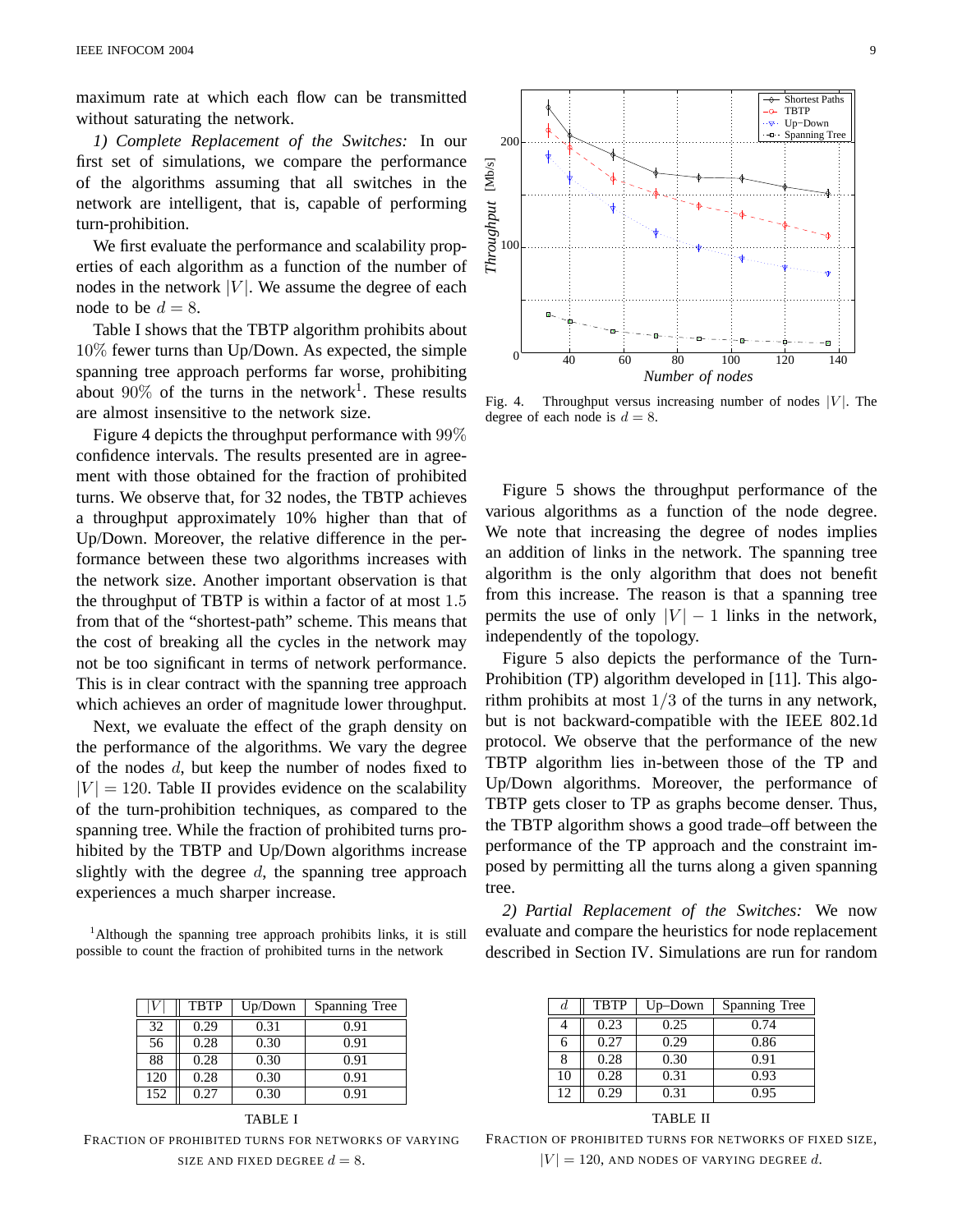maximum rate at which each flow can be transmitted without saturating the network.

*1) Complete Replacement of the Switches:* In our first set of simulations, we compare the performance of the algorithms assuming that all switches in the network are intelligent, that is, capable of performing turn-prohibition.

We first evaluate the performance and scalability properties of each algorithm as a function of the number of nodes in the network $|V|$. We assume the degree of each node to be $d = 8$.

Table I shows that the TBTP algorithm prohibits about $10\%$ fewer turns than Up/Down. As expected, the simple spanning tree approach performs far worse, prohibiting about $90\%$ of the turns in the network[1]. These results are almost insensitive to the network size.

Figure 4 depicts the throughput performance with $99\%$ confidence intervals. The results presented are in agreement with those obtained for the fraction of prohibited turns. We observe that, for 32 nodes, the TBTP achieves a throughput approximately 10% higher than that of Up/Down. Moreover, the relative difference in the performance between these two algorithms increases with the network size. Another important observation is that the throughput of TBTP is within a factor of at most $1.5$ from that of the "shortest-path" scheme. This means that the cost of breaking all the cycles in the network may not be too significant in terms of network performance. This is in clear contract with the spanning tree approach which achieves an order of magnitude lower throughput.

Next, we evaluate the effect of the graph density on the performance of the algorithms. We vary the degree of the nodes $d$, but keep the number of nodes fixed to $|V| = 120$. Table II provides evidence on the scalability of the turn-prohibition techniques, as compared to the spanning tree. While the fraction of prohibited turns prohibited by the TBTP and Up/Down algorithms increase slightly with the degree $d$, the spanning tree approach experiences a much sharper increase.

[1]Although the spanning tree approach prohibits links, it is still possible to count the fraction of prohibited turns in the network

| $\|V\|$ | TBTP | Up/Down | Spanning Tree |
|---|---|---|---|
| 32 | 0.29 | 0.31 | 0.91 |
| 56 | 0.28 | 0.30 | 0.91 |
| 88 | 0.28 | 0.30 | 0.91 |
| 120 | 0.28 | 0.30 | 0.91 |
| 152 | 0.27 | 0.30 | 0.91 |

TABLE I

FRACTION OF PROHIBITED TURNS FOR NETWORKS OF VARYING SIZE AND FIXED DEGREE $d = 8$.

Shortest Paths
TBTP
Up−Down
Spanning Tree
Throughput [Mb/s]
0
100
200
40
60
80
100
120
140
Number of nodes

Fig. 4. Throughput versus increasing number of nodes $|V|$. The degree of each node is $d = 8$.

Figure 5 shows the throughput performance of the various algorithms as a function of the node degree. We note that increasing the degree of nodes implies an addition of links in the network. The spanning tree algorithm is the only algorithm that does not benefit from this increase. The reason is that a spanning tree permits the use of only $|V| - 1$ links in the network, independently of the topology.

Figure 5 also depicts the performance of the Turn-Prohibition (TP) algorithm developed in [11]. This algorithm prohibits at most $1/3$ of the turns in any network, but is not backward-compatible with the IEEE 802.1d protocol. We observe that the performance of the new TBTP algorithm lies in-between those of the TP and Up/Down algorithms. Moreover, the performance of TBTP gets closer to TP as graphs become denser. Thus, the TBTP algorithm shows a good trade–off between the performance of the TP approach and the constraint imposed by permitting all the turns along a given spanning tree.

*2) Partial Replacement of the Switches:* We now evaluate and compare the heuristics for node replacement described in Section IV. Simulations are run for random

| $d$ | TBTP | Up–Down | Spanning Tree |
|---|---|---|---|
| 4 | 0.23 | 0.25 | 0.74 |
| 6 | 0.27 | 0.29 | 0.86 |
| 8 | 0.28 | 0.30 | 0.91 |
| 10 | 0.28 | 0.31 | 0.93 |
| 12 | 0.29 | 0.31 | 0.95 |

TABLE II

FRACTION OF PROHIBITED TURNS FOR NETWORKS OF FIXED SIZE, $|V| = 120$, AND NODES OF VARYING DEGREE $d$.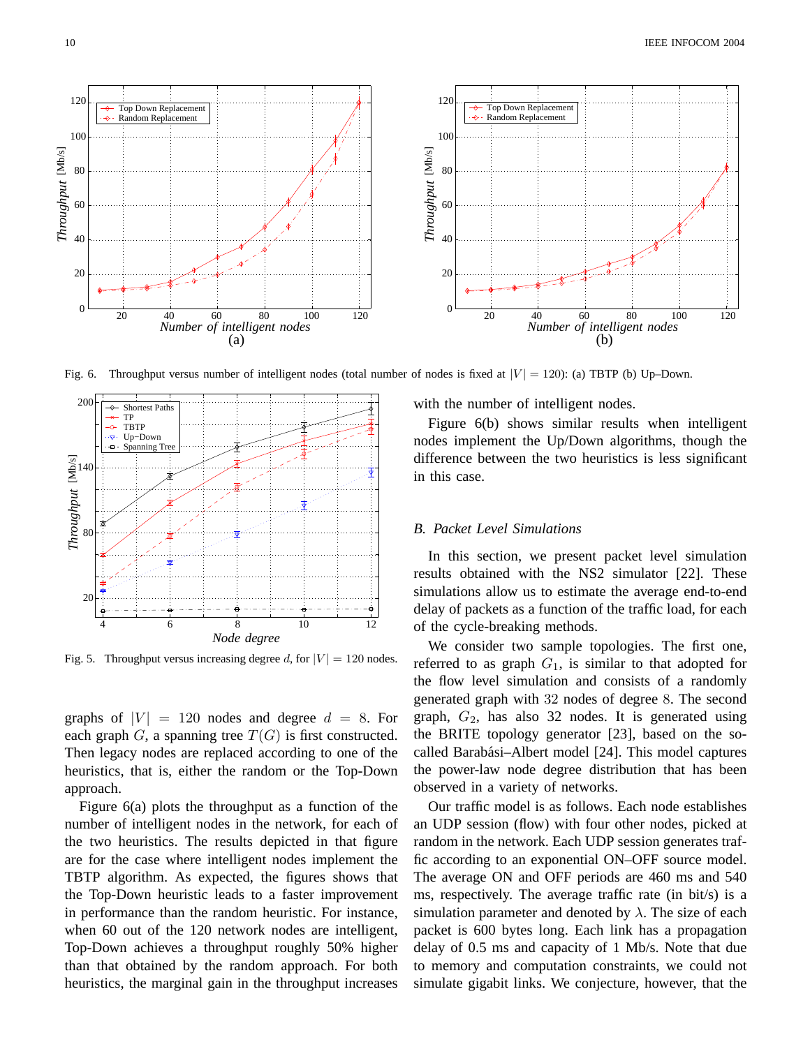Top Down Replacement
Random Replacement

Throughput [Mb/s]

Number of intelligent nodes

(a)

Top Down Replacement
Random Replacement

Throughput [Mb/s]

Number of intelligent nodes

(b)

Fig. 6. Throughput versus number of intelligent nodes (total number of nodes is fixed at $|V| = 120$): (a) TBTP (b) Up–Down.

Shortest Paths
TP
TBTP
Up−Down
Spanning Tree

Throughput [Mb/s]

Node degree

Fig. 5. Throughput versus increasing degree $d$, for $|V| = 120$ nodes.

graphs of $|V| = 120$ nodes and degree $d = 8$. For each graph $G$, a spanning tree $T(G)$ is first constructed. Then legacy nodes are replaced according to one of the heuristics, that is, either the random or the Top-Down approach.

Figure 6(a) plots the throughput as a function of the number of intelligent nodes in the network, for each of the two heuristics. The results depicted in that figure are for the case where intelligent nodes implement the TBTP algorithm. As expected, the figures shows that the Top-Down heuristic leads to a faster improvement in performance than the random heuristic. For instance, when 60 out of the 120 network nodes are intelligent, Top-Down achieves a throughput roughly 50% higher than that obtained by the random approach. For both heuristics, the marginal gain in the throughput increases with the number of intelligent nodes.

Figure 6(b) shows similar results when intelligent nodes implement the Up/Down algorithms, though the difference between the two heuristics is less significant in this case.

### B. Packet Level Simulations

In this section, we present packet level simulation results obtained with the NS2 simulator [22]. These simulations allow us to estimate the average end-to-end delay of packets as a function of the traffic load, for each of the cycle-breaking methods.

We consider two sample topologies. The first one, referred to as graph $G_1$, is similar to that adopted for the flow level simulation and consists of a randomly generated graph with 32 nodes of degree 8. The second graph, $G_2$, has also 32 nodes. It is generated using the BRITE topology generator [23], based on the so-called Barabási–Albert model [24]. This model captures the power-law node degree distribution that has been observed in a variety of networks.

Our traffic model is as follows. Each node establishes an UDP session (flow) with four other nodes, picked at random in the network. Each UDP session generates traffic according to an exponential ON–OFF source model. The average ON and OFF periods are 460 ms and 540 ms, respectively. The average traffic rate (in bit/s) is a simulation parameter and denoted by $\lambda$. The size of each packet is 600 bytes long. Each link has a propagation delay of 0.5 ms and capacity of 1 Mb/s. Note that due to memory and computation constraints, we could not simulate gigabit links. We conjecture, however, that the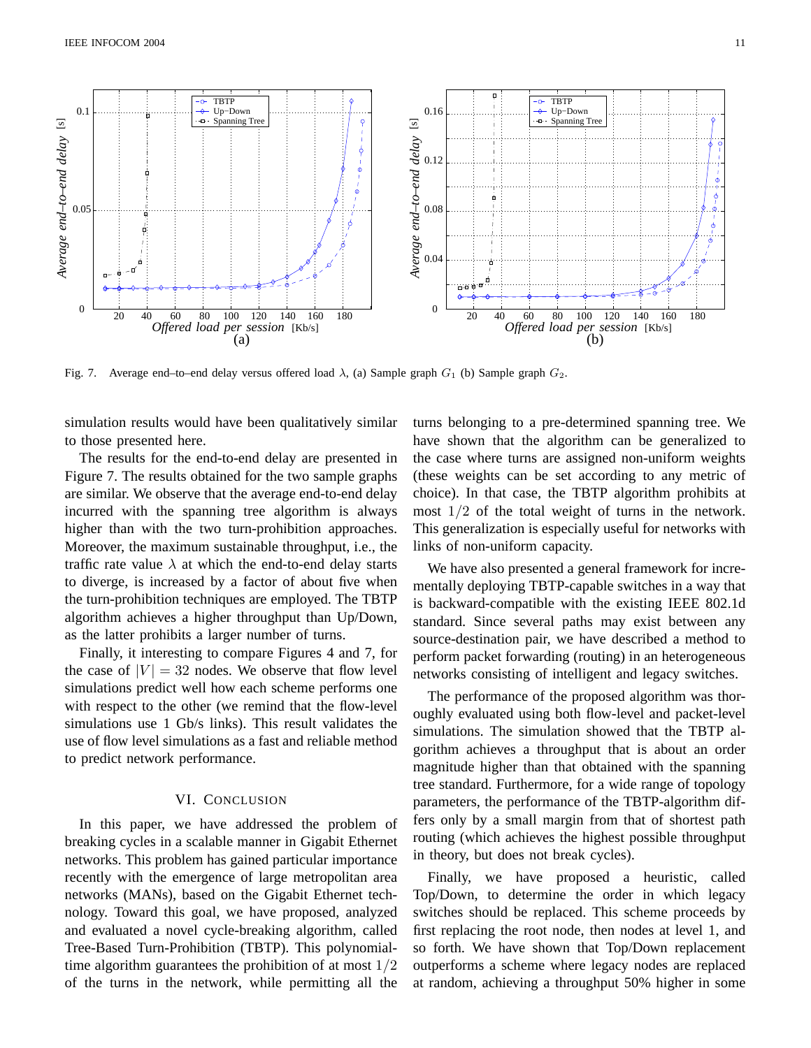(a)

Average end–to–end delay [s]

Offered load per session [Kb/s]

TBTP
Up−Down
Spanning Tree

0
0.05
0.1

20 40 60 80 100 120 140 160 180

(b)

Average end–to–end delay [s]

Offered load per session [Kb/s]

TBTP
Up−Down
Spanning Tree

0
0.04
0.08
0.12
0.16

20 40 60 80 100 120 140 160 180

Fig. 7. Average end–to–end delay versus offered load $\lambda$, (a) Sample graph $G_1$ (b) Sample graph $G_2$.

simulation results would have been qualitatively similar to those presented here.

The results for the end-to-end delay are presented in Figure 7. The results obtained for the two sample graphs are similar. We observe that the average end-to-end delay incurred with the spanning tree algorithm is always higher than with the two turn-prohibition approaches. Moreover, the maximum sustainable throughput, i.e., the traffic rate value $\lambda$ at which the end-to-end delay starts to diverge, is increased by a factor of about five when the turn-prohibition techniques are employed. The TBTP algorithm achieves a higher throughput than Up/Down, as the latter prohibits a larger number of turns.

Finally, it interesting to compare Figures 4 and 7, for the case of $|V| = 32$ nodes. We observe that flow level simulations predict well how each scheme performs one with respect to the other (we remind that the flow-level simulations use 1 Gb/s links). This result validates the use of flow level simulations as a fast and reliable method to predict network performance.

## VI. Conclusion

In this paper, we have addressed the problem of breaking cycles in a scalable manner in Gigabit Ethernet networks. This problem has gained particular importance recently with the emergence of large metropolitan area networks (MANs), based on the Gigabit Ethernet technology. Toward this goal, we have proposed, analyzed and evaluated a novel cycle-breaking algorithm, called Tree-Based Turn-Prohibition (TBTP). This polynomial-time algorithm guarantees the prohibition of at most $1/2$ of the turns in the network, while permitting all the turns belonging to a pre-determined spanning tree. We have shown that the algorithm can be generalized to the case where turns are assigned non-uniform weights (these weights can be set according to any metric of choice). In that case, the TBTP algorithm prohibits at most $1/2$ of the total weight of turns in the network. This generalization is especially useful for networks with links of non-uniform capacity.

We have also presented a general framework for incrementally deploying TBTP-capable switches in a way that is backward-compatible with the existing IEEE 802.1d standard. Since several paths may exist between any source-destination pair, we have described a method to perform packet forwarding (routing) in an heterogeneous networks consisting of intelligent and legacy switches.

The performance of the proposed algorithm was thoroughly evaluated using both flow-level and packet-level simulations. The simulation showed that the TBTP algorithm achieves a throughput that is about an order magnitude higher than that obtained with the spanning tree standard. Furthermore, for a wide range of topology parameters, the performance of the TBTP-algorithm differs only by a small margin from that of shortest path routing (which achieves the highest possible throughput in theory, but does not break cycles).

Finally, we have proposed a heuristic, called Top/Down, to determine the order in which legacy switches should be replaced. This scheme proceeds by first replacing the root node, then nodes at level 1, and so forth. We have shown that Top/Down replacement outperforms a scheme where legacy nodes are replaced at random, achieving a throughput 50% higher in some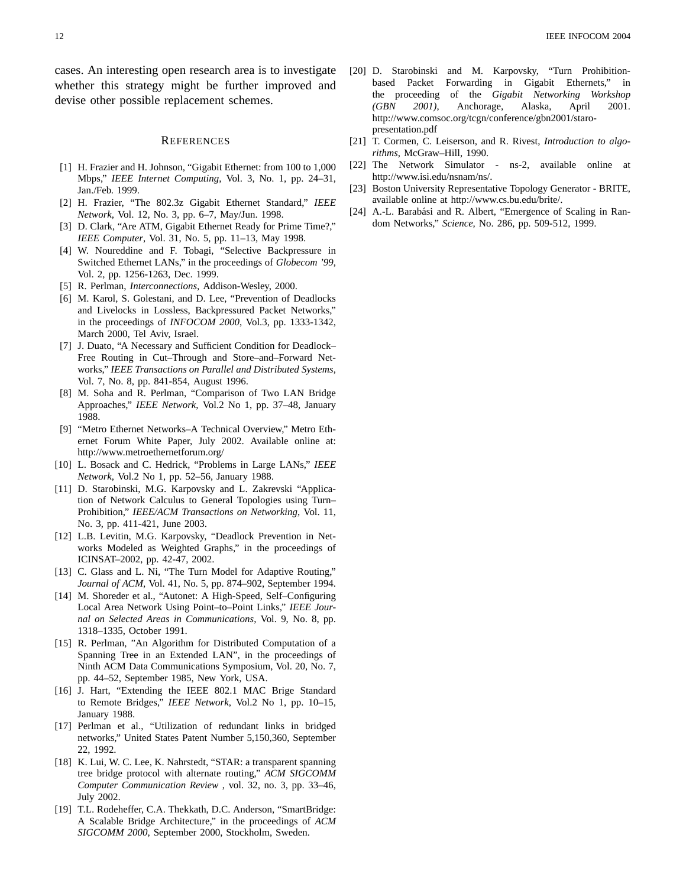cases. An interesting open research area is to investigate whether this strategy might be further improved and devise other possible replacement schemes.

## REFERENCES

[1] H. Frazier and H. Johnson, "Gigabit Ethernet: from 100 to 1,000 Mbps," *IEEE Internet Computing*, Vol. 3, No. 1, pp. 24–31, Jan./Feb. 1999.

[2] H. Frazier, "The 802.3z Gigabit Ethernet Standard," *IEEE Network*, Vol. 12, No. 3, pp. 6–7, May/Jun. 1998.

[3] D. Clark, "Are ATM, Gigabit Ethernet Ready for Prime Time?," *IEEE Computer*, Vol. 31, No. 5, pp. 11–13, May 1998.

[4] W. Noureddine and F. Tobagi, "Selective Backpressure in Switched Ethernet LANs," in the proceedings of *Globecom '99*, Vol. 2, pp. 1256-1263, Dec. 1999.

[5] R. Perlman, *Interconnections*, Addison-Wesley, 2000.

[6] M. Karol, S. Golestani, and D. Lee, "Prevention of Deadlocks and Livelocks in Lossless, Backpressured Packet Networks," in the proceedings of *INFOCOM 2000*, Vol.3, pp. 1333-1342, March 2000, Tel Aviv, Israel.

[7] J. Duato, "A Necessary and Sufficient Condition for Deadlock–Free Routing in Cut–Through and Store–and–Forward Networks," *IEEE Transactions on Parallel and Distributed Systems*, Vol. 7, No. 8, pp. 841-854, August 1996.

[8] M. Soha and R. Perlman, "Comparison of Two LAN Bridge Approaches," *IEEE Network*, Vol.2 No 1, pp. 37–48, January 1988.

[9] "Metro Ethernet Networks–A Technical Overview," Metro Ethernet Forum White Paper, July 2002. Available online at: http://www.metroethernetforum.org/

[10] L. Bosack and C. Hedrick, "Problems in Large LANs," *IEEE Network*, Vol.2 No 1, pp. 52–56, January 1988.

[11] D. Starobinski, M.G. Karpovsky and L. Zakrevski "Application of Network Calculus to General Topologies using Turn–Prohibition," *IEEE/ACM Transactions on Networking*, Vol. 11, No. 3, pp. 411-421, June 2003.

[12] L.B. Levitin, M.G. Karpovsky, "Deadlock Prevention in Networks Modeled as Weighted Graphs," in the proceedings of ICINSAT–2002, pp. 42-47, 2002.

[13] C. Glass and L. Ni, "The Turn Model for Adaptive Routing," *Journal of ACM*, Vol. 41, No. 5, pp. 874–902, September 1994.

[14] M. Shoreder et al., "Autonet: A High-Speed, Self–Configuring Local Area Network Using Point–to–Point Links," *IEEE Journal on Selected Areas in Communications*, Vol. 9, No. 8, pp. 1318–1335, October 1991.

[15] R. Perlman, "An Algorithm for Distributed Computation of a Spanning Tree in an Extended LAN", in the proceedings of Ninth ACM Data Communications Symposium, Vol. 20, No. 7, pp. 44–52, September 1985, New York, USA.

[16] J. Hart, "Extending the IEEE 802.1 MAC Brige Standard to Remote Bridges," *IEEE Network*, Vol.2 No 1, pp. 10–15, January 1988.

[17] Perlman et al., "Utilization of redundant links in bridged networks," United States Patent Number 5,150,360, September 22, 1992.

[18] K. Lui, W. C. Lee, K. Nahrstedt, "STAR: a transparent spanning tree bridge protocol with alternate routing," *ACM SIGCOMM Computer Communication Review* , vol. 32, no. 3, pp. 33–46, July 2002.

[19] T.L. Rodeheffer, C.A. Thekkath, D.C. Anderson, "SmartBridge: A Scalable Bridge Architecture," in the proceedings of *ACM SIGCOMM 2000*, September 2000, Stockholm, Sweden.

[20] D. Starobinski and M. Karpovsky, "Turn Prohibition-based Packet Forwarding in Gigabit Ethernets," in the proceeding of the *Gigabit Networking Workshop (GBN 2001)*, Anchorage, Alaska, April 2001. http://www.comsoc.org/tcgn/conference/gbn2001/staro-presentation.pdf

[21] T. Cormen, C. Leiserson, and R. Rivest, *Introduction to algorithms*, McGraw–Hill, 1990.

[22] The Network Simulator - ns-2, available online at http://www.isi.edu/nsnam/ns/.

[23] Boston University Representative Topology Generator - BRITE, available online at http://www.cs.bu.edu/brite/.

[24] A.-L. Barabási and R. Albert, "Emergence of Scaling in Random Networks," *Science*, No. 286, pp. 509-512, 1999.